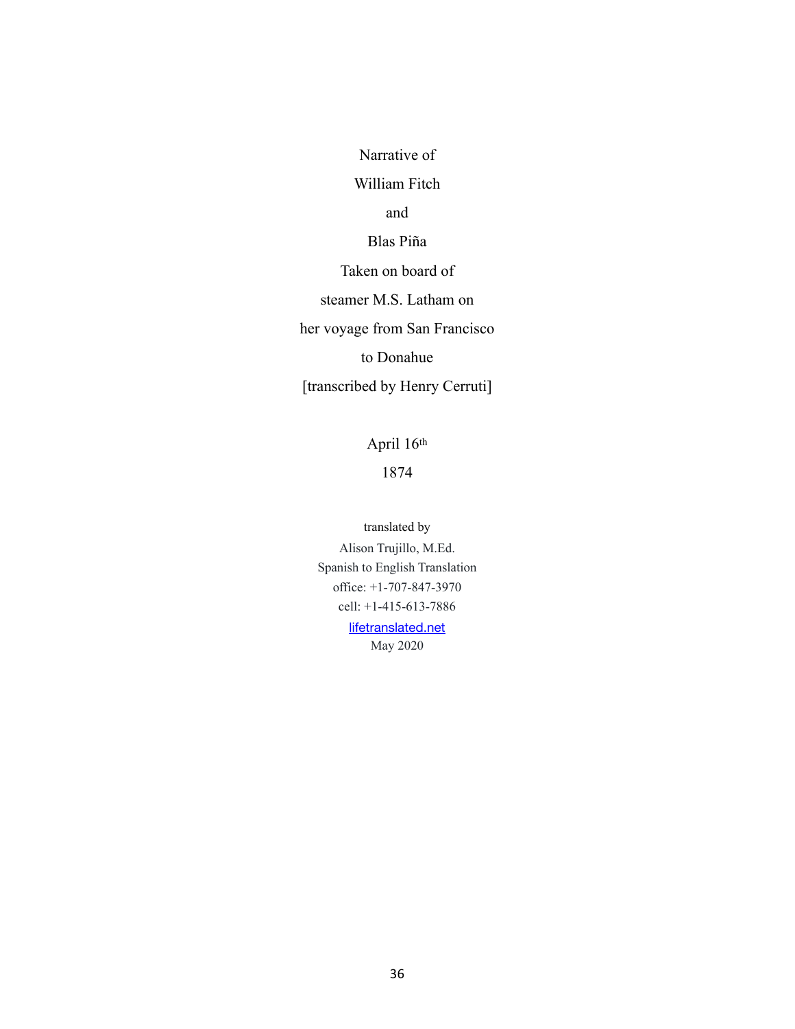Narrative of

William Fitch

and

Blas Piña

Taken on board of

steamer M.S. Latham on

her voyage from San Francisco

to Donahue

[transcribed by Henry Cerruti]

April 16th

1874

translated by

Alison Trujillo, M.Ed.

Spanish to English Translation

office: +1-707-847-3970

cell: +1-415-613-7886

lifetranslated.net

May 2020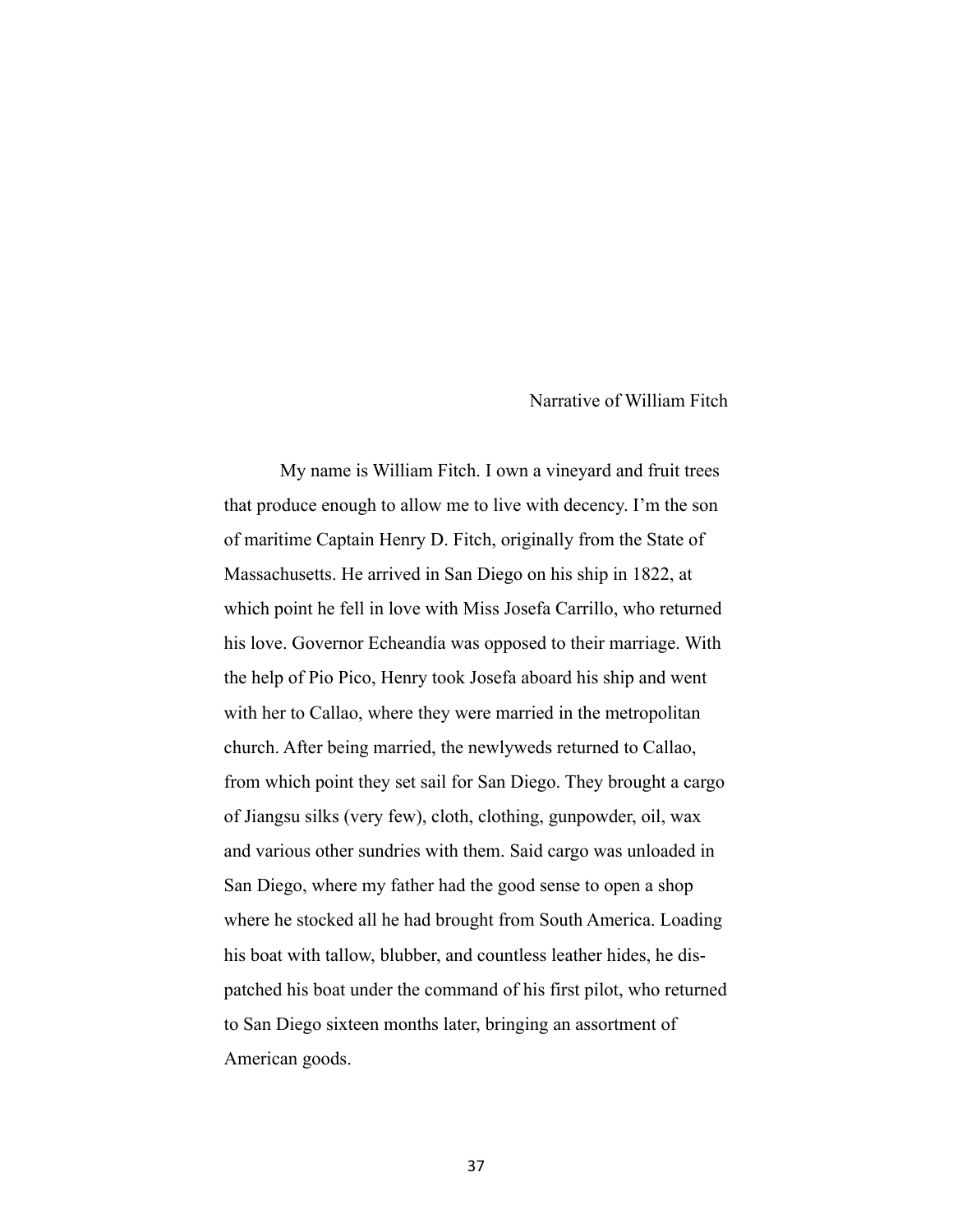# Narrative of William Fitch

My name is William Fitch. I own a vineyard and fruit trees that produce enough to allow me to live with decency. I'm the son of maritime Captain Henry D. Fitch, originally from the State of Massachusetts. He arrived in San Diego on his ship in 1822, at which point he fell in love with Miss Josefa Carrillo, who returned his love. Governor Echeandía was opposed to their marriage. With the help of Pio Pico, Henry took Josefa aboard his ship and went with her to Callao, where they were married in the metropolitan church. After being married, the newlyweds returned to Callao, from which point they set sail for San Diego. They brought a cargo of Jiangsu silks (very few), cloth, clothing, gunpowder, oil, wax and various other sundries with them. Said cargo was unloaded in San Diego, where my father had the good sense to open a shop where he stocked all he had brought from South America. Loading his boat with tallow, blubber, and countless leather hides, he dispatched his boat under the command of his first pilot, who returned to San Diego sixteen months later, bringing an assortment of American goods.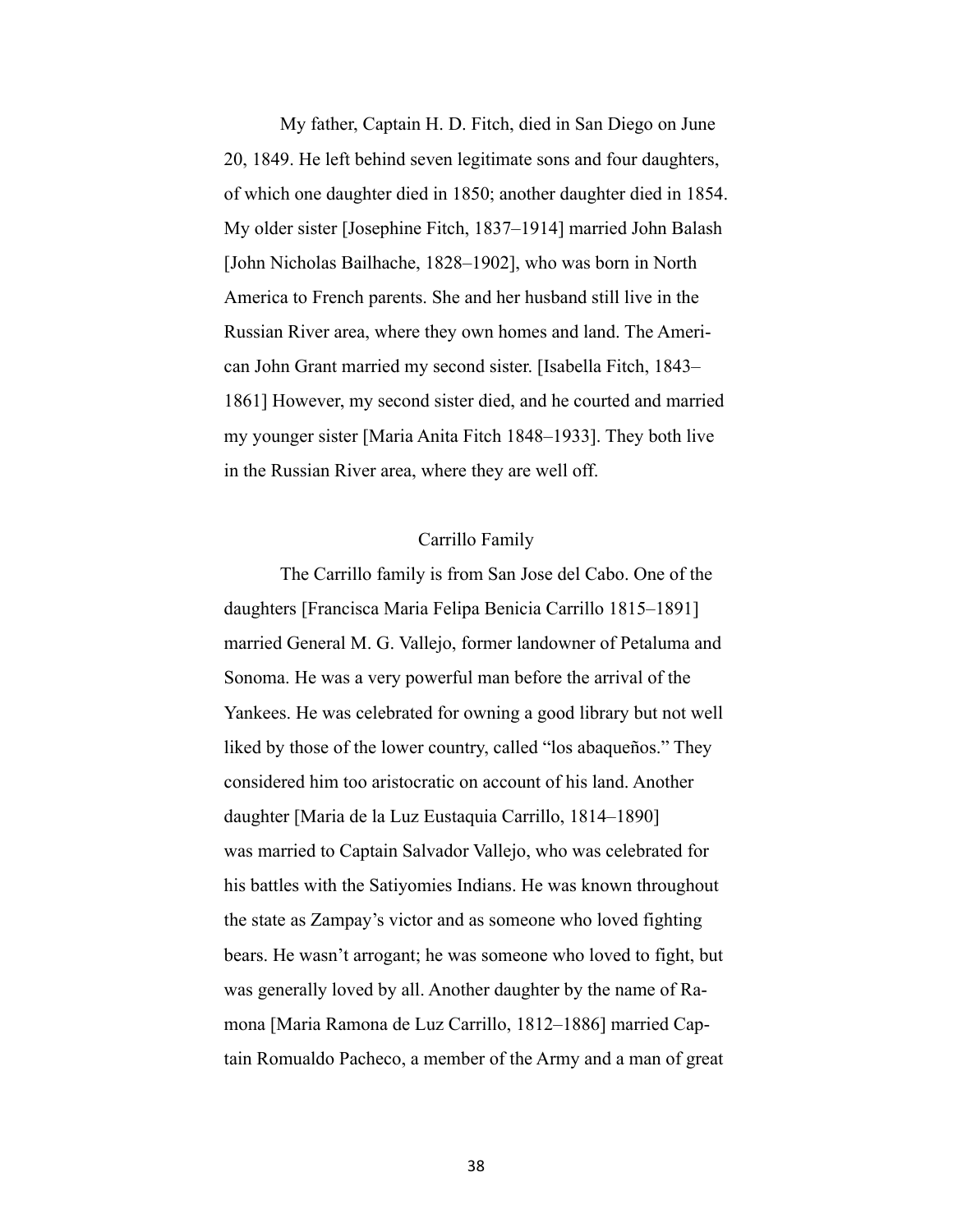My father, Captain H. D. Fitch, died in San Diego on June 20, 1849. He left behind seven legitimate sons and four daughters, of which one daughter died in 1850; another daughter died in 1854. My older sister [Josephine Fitch, 1837–1914] married John Balash [John Nicholas Bailhache, 1828–1902], who was born in North America to French parents. She and her husband still live in the Russian River area, where they own homes and land. The American John Grant married my second sister. [Isabella Fitch, 1843–1861] However, my second sister died, and he courted and married my younger sister [Maria Anita Fitch 1848–1933]. They both live in the Russian River area, where they are well off.

## Carrillo Family

The Carrillo family is from San Jose del Cabo. One of the daughters [Francisca Maria Felipa Benicia Carrillo 1815–1891] married General M. G. Vallejo, former landowner of Petaluma and Sonoma. He was a very powerful man before the arrival of the Yankees. He was celebrated for owning a good library but not well liked by those of the lower country, called "los abaqueños." They considered him too aristocratic on account of his land. Another daughter [Maria de la Luz Eustaquia Carrillo, 1814–1890] was married to Captain Salvador Vallejo, who was celebrated for his battles with the Satiyomies Indians. He was known throughout the state as Zampay's victor and as someone who loved fighting bears. He wasn't arrogant; he was someone who loved to fight, but was generally loved by all. Another daughter by the name of Ramona [Maria Ramona de Luz Carrillo, 1812–1886] married Captain Romualdo Pacheco, a member of the Army and a man of great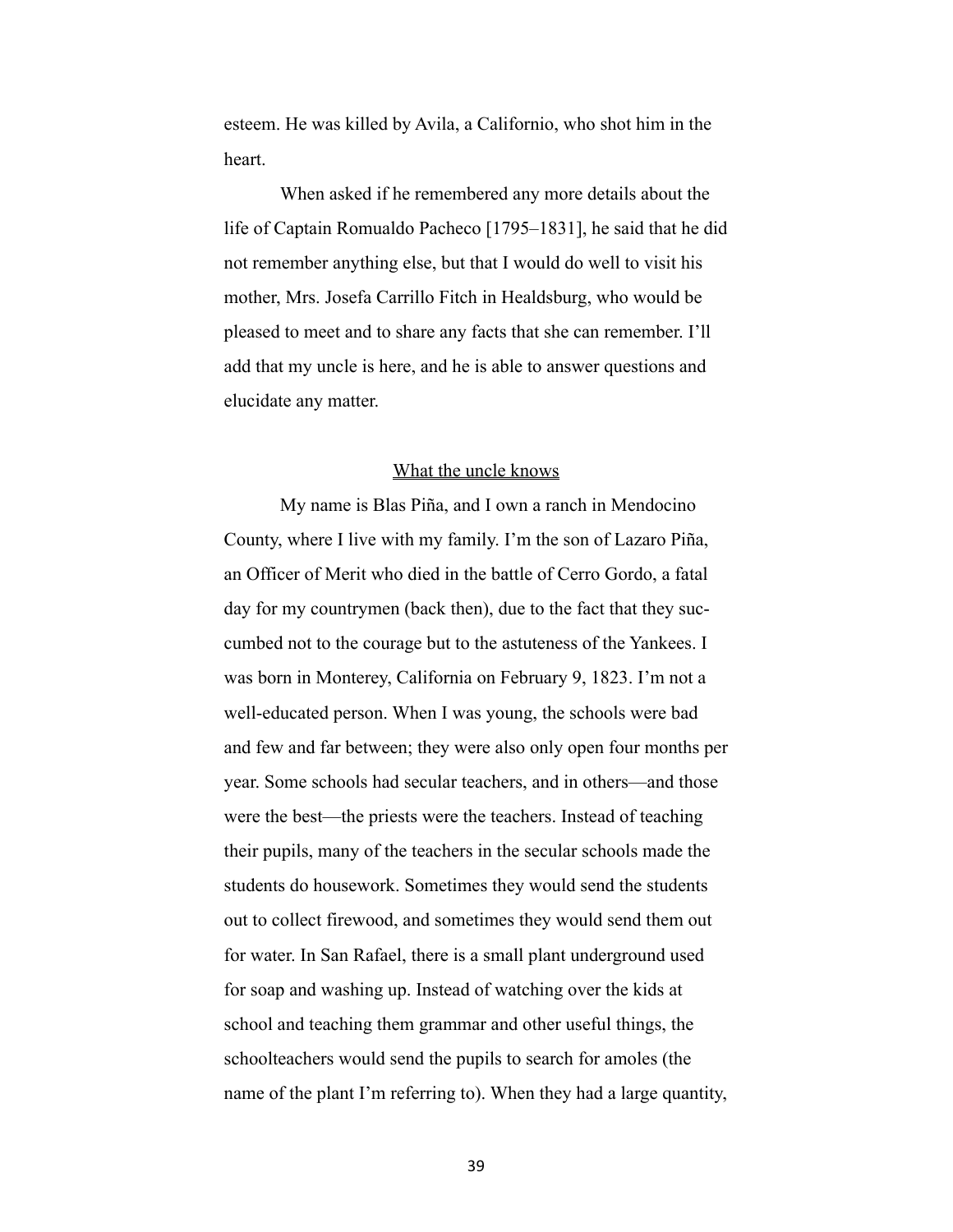esteem. He was killed by Avila, a Californio, who shot him in the heart.

When asked if he remembered any more details about the life of Captain Romualdo Pacheco [1795–1831], he said that he did not remember anything else, but that I would do well to visit his mother, Mrs. Josefa Carrillo Fitch in Healdsburg, who would be pleased to meet and to share any facts that she can remember. I'll add that my uncle is here, and he is able to answer questions and elucidate any matter.

## <u>What the uncle knows</u>

My name is Blas Piña, and I own a ranch in Mendocino County, where I live with my family. I'm the son of Lazaro Piña, an Officer of Merit who died in the battle of Cerro Gordo, a fatal day for my countrymen (back then), due to the fact that they succumbed not to the courage but to the astuteness of the Yankees. I was born in Monterey, California on February 9, 1823. I'm not a well-educated person. When I was young, the schools were bad and few and far between; they were also only open four months per year. Some schools had secular teachers, and in others—and those were the best—the priests were the teachers. Instead of teaching their pupils, many of the teachers in the secular schools made the students do housework. Sometimes they would send the students out to collect firewood, and sometimes they would send them out for water. In San Rafael, there is a small plant underground used for soap and washing up. Instead of watching over the kids at school and teaching them grammar and other useful things, the schoolteachers would send the pupils to search for amoles (the name of the plant I'm referring to). When they had a large quantity,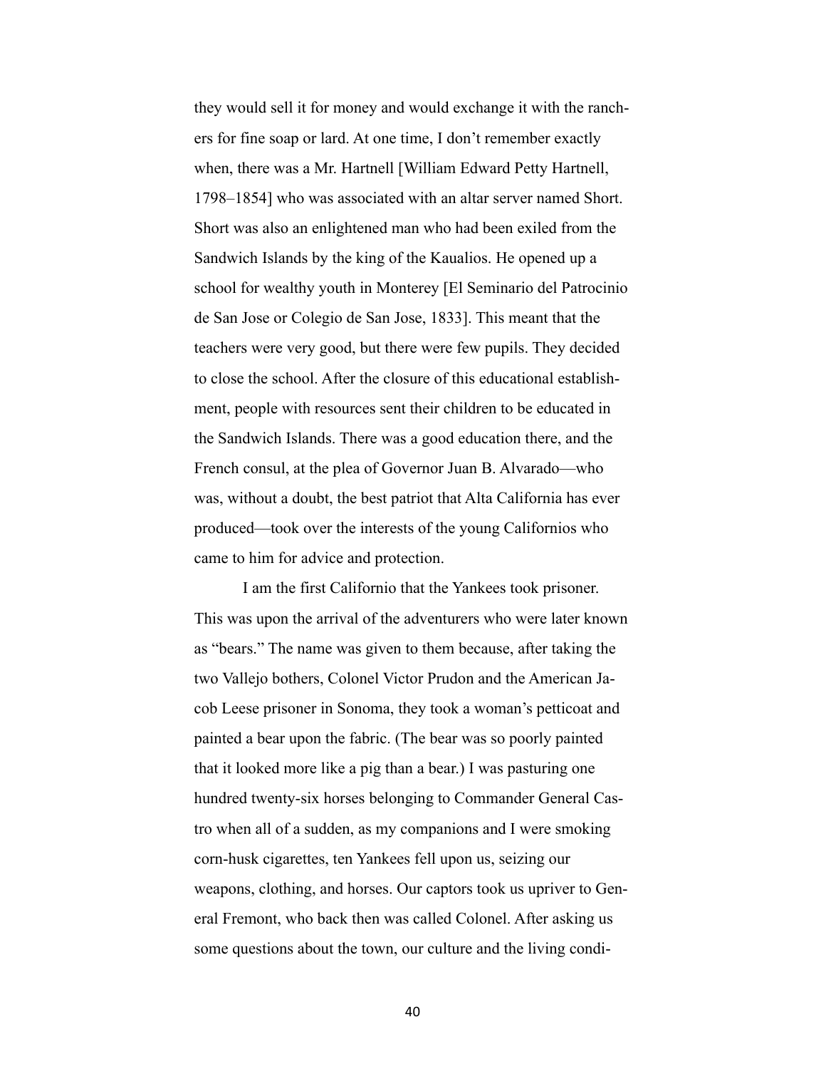they would sell it for money and would exchange it with the ranchers for fine soap or lard. At one time, I don't remember exactly when, there was a Mr. Hartnell [William Edward Petty Hartnell, 1798–1854] who was associated with an altar server named Short. Short was also an enlightened man who had been exiled from the Sandwich Islands by the king of the Kaualios. He opened up a school for wealthy youth in Monterey [El Seminario del Patrocinio de San Jose or Colegio de San Jose, 1833]. This meant that the teachers were very good, but there were few pupils. They decided to close the school. After the closure of this educational establishment, people with resources sent their children to be educated in the Sandwich Islands. There was a good education there, and the French consul, at the plea of Governor Juan B. Alvarado—who was, without a doubt, the best patriot that Alta California has ever produced—took over the interests of the young Californios who came to him for advice and protection.

I am the first Californio that the Yankees took prisoner. This was upon the arrival of the adventurers who were later known as "bears." The name was given to them because, after taking the two Vallejo bothers, Colonel Victor Prudon and the American Jacob Leese prisoner in Sonoma, they took a woman's petticoat and painted a bear upon the fabric. (The bear was so poorly painted that it looked more like a pig than a bear.) I was pasturing one hundred twenty-six horses belonging to Commander General Castro when all of a sudden, as my companions and I were smoking corn-husk cigarettes, ten Yankees fell upon us, seizing our weapons, clothing, and horses. Our captors took us upriver to General Fremont, who back then was called Colonel. After asking us some questions about the town, our culture and the living condi-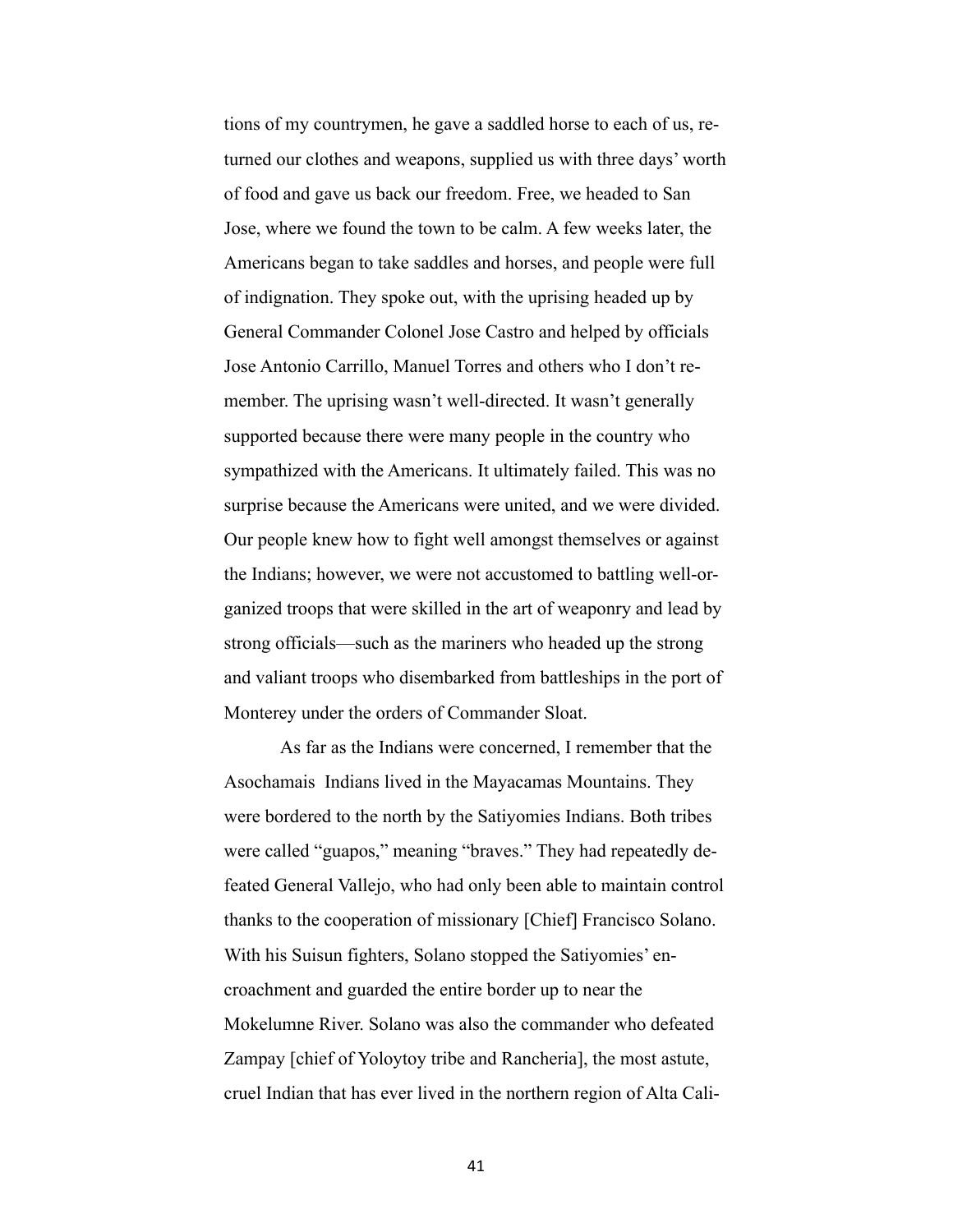tions of my countrymen, he gave a saddled horse to each of us, returned our clothes and weapons, supplied us with three days' worth of food and gave us back our freedom. Free, we headed to San Jose, where we found the town to be calm. A few weeks later, the Americans began to take saddles and horses, and people were full of indignation. They spoke out, with the uprising headed up by General Commander Colonel Jose Castro and helped by officials Jose Antonio Carrillo, Manuel Torres and others who I don't remember. The uprising wasn't well-directed. It wasn't generally supported because there were many people in the country who sympathized with the Americans. It ultimately failed. This was no surprise because the Americans were united, and we were divided. Our people knew how to fight well amongst themselves or against the Indians; however, we were not accustomed to battling well-organized troops that were skilled in the art of weaponry and lead by strong officials—such as the mariners who headed up the strong and valiant troops who disembarked from battleships in the port of Monterey under the orders of Commander Sloat.

As far as the Indians were concerned, I remember that the Asochamais Indians lived in the Mayacamas Mountains. They were bordered to the north by the Satiyomies Indians. Both tribes were called "guapos," meaning "braves." They had repeatedly defeated General Vallejo, who had only been able to maintain control thanks to the cooperation of missionary [Chief] Francisco Solano. With his Suisun fighters, Solano stopped the Satiyomies' encroachment and guarded the entire border up to near the Mokelumne River. Solano was also the commander who defeated Zampay [chief of Yoloytoy tribe and Rancheria], the most astute, cruel Indian that has ever lived in the northern region of Alta Cali-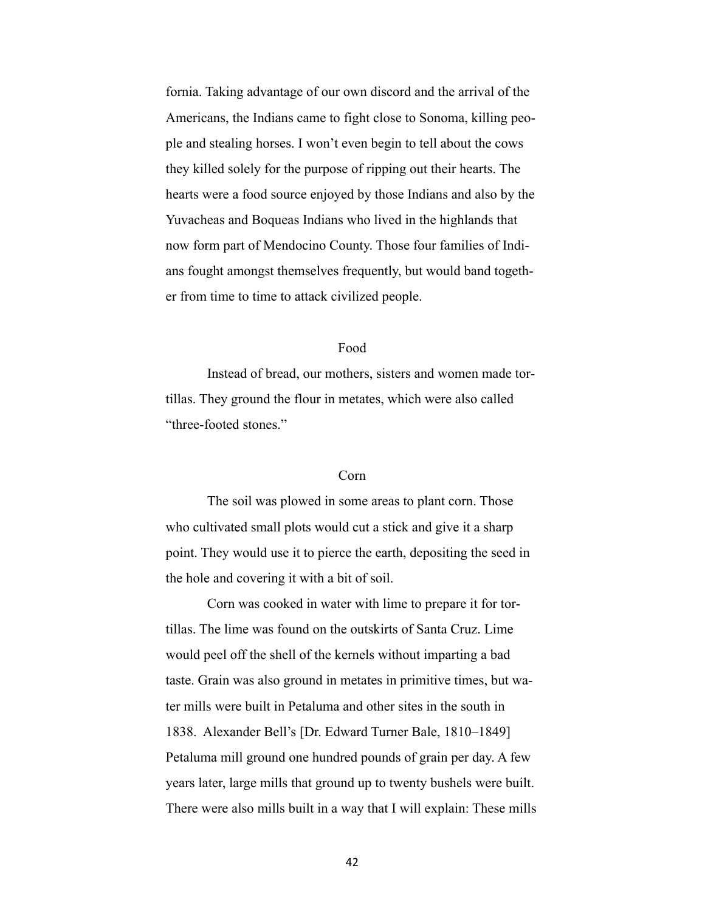fornia. Taking advantage of our own discord and the arrival of the Americans, the Indians came to fight close to Sonoma, killing people and stealing horses. I won't even begin to tell about the cows they killed solely for the purpose of ripping out their hearts. The hearts were a food source enjoyed by those Indians and also by the Yuvacheas and Boqueas Indians who lived in the highlands that now form part of Mendocino County. Those four families of Indians fought amongst themselves frequently, but would band together from time to time to attack civilized people.

## Food

Instead of bread, our mothers, sisters and women made tortillas. They ground the flour in metates, which were also called "three-footed stones."

## Corn

The soil was plowed in some areas to plant corn. Those who cultivated small plots would cut a stick and give it a sharp point. They would use it to pierce the earth, depositing the seed in the hole and covering it with a bit of soil.

Corn was cooked in water with lime to prepare it for tortillas. The lime was found on the outskirts of Santa Cruz. Lime would peel off the shell of the kernels without imparting a bad taste. Grain was also ground in metates in primitive times, but water mills were built in Petaluma and other sites in the south in 1838. Alexander Bell's [Dr. Edward Turner Bale, 1810–1849] Petaluma mill ground one hundred pounds of grain per day. A few years later, large mills that ground up to twenty bushels were built. There were also mills built in a way that I will explain: These mills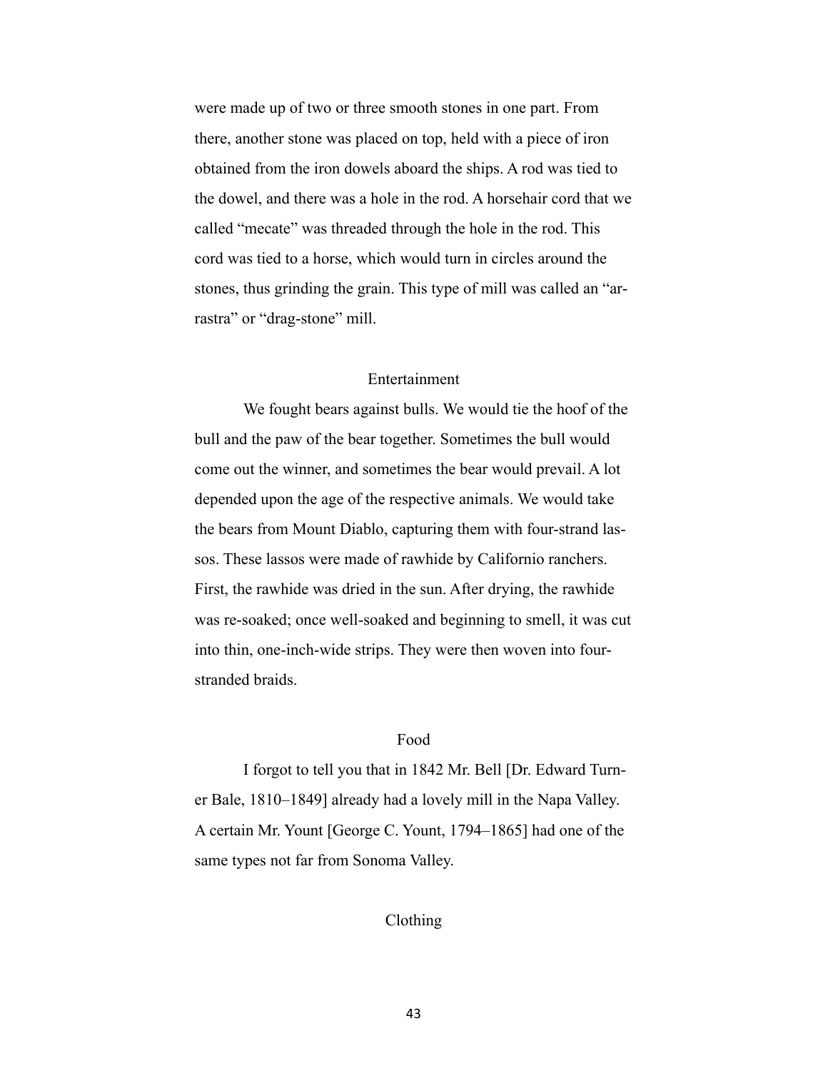were made up of two or three smooth stones in one part. From there, another stone was placed on top, held with a piece of iron obtained from the iron dowels aboard the ships. A rod was tied to the dowel, and there was a hole in the rod. A horsehair cord that we called "mecate" was threaded through the hole in the rod. This cord was tied to a horse, which would turn in circles around the stones, thus grinding the grain. This type of mill was called an "arrastra" or "drag-stone" mill.

## Entertainment

We fought bears against bulls. We would tie the hoof of the bull and the paw of the bear together. Sometimes the bull would come out the winner, and sometimes the bear would prevail. A lot depended upon the age of the respective animals. We would take the bears from Mount Diablo, capturing them with four-strand lassos. These lassos were made of rawhide by Californio ranchers. First, the rawhide was dried in the sun. After drying, the rawhide was re-soaked; once well-soaked and beginning to smell, it was cut into thin, one-inch-wide strips. They were then woven into four-stranded braids.

## Food

I forgot to tell you that in 1842 Mr. Bell [Dr. Edward Turner Bale, 1810–1849] already had a lovely mill in the Napa Valley. A certain Mr. Yount [George C. Yount, 1794–1865] had one of the same types not far from Sonoma Valley.

## Clothing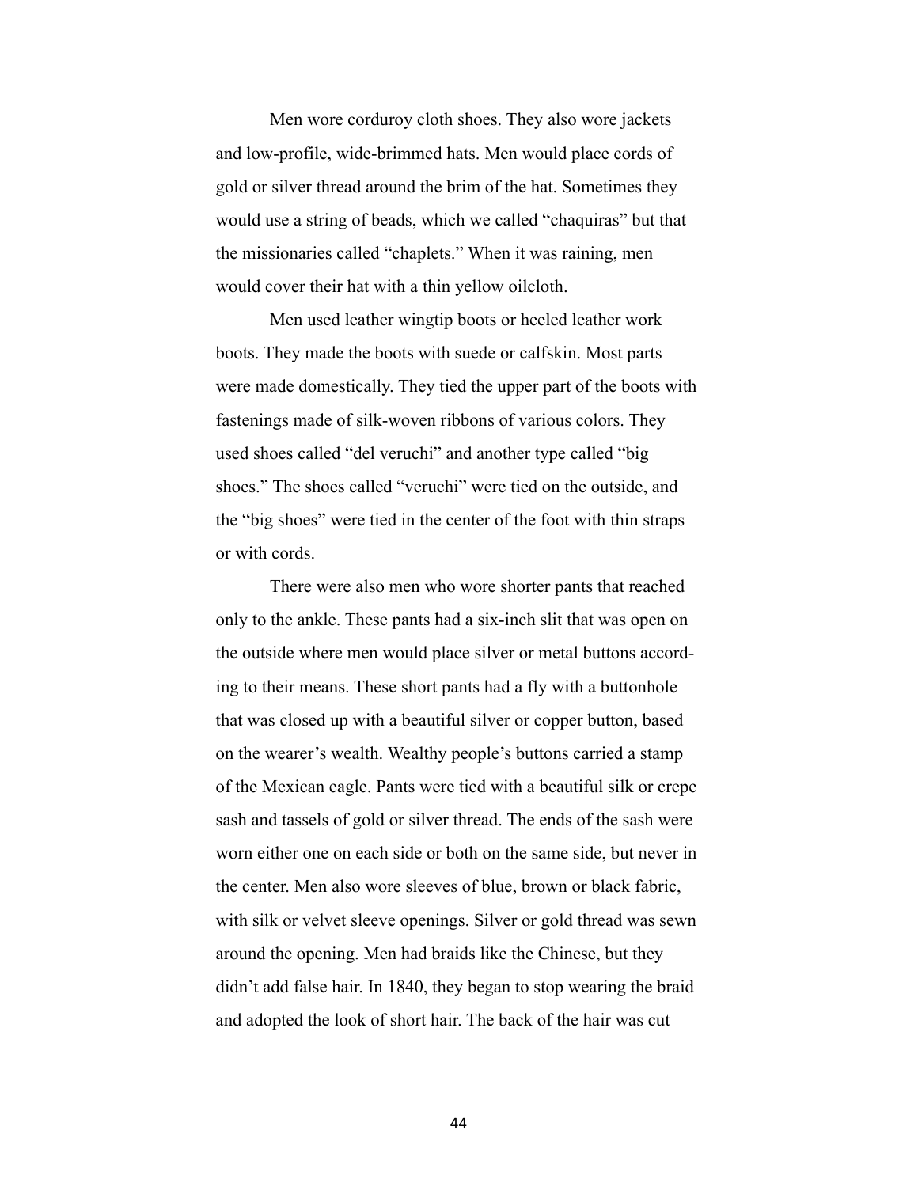Men wore corduroy cloth shoes. They also wore jackets and low-profile, wide-brimmed hats. Men would place cords of gold or silver thread around the brim of the hat. Sometimes they would use a string of beads, which we called "chaquiras" but that the missionaries called "chaplets." When it was raining, men would cover their hat with a thin yellow oilcloth.

Men used leather wingtip boots or heeled leather work boots. They made the boots with suede or calfskin. Most parts were made domestically. They tied the upper part of the boots with fastenings made of silk-woven ribbons of various colors. They used shoes called "del veruchi" and another type called "big shoes." The shoes called "veruchi" were tied on the outside, and the "big shoes" were tied in the center of the foot with thin straps or with cords.

There were also men who wore shorter pants that reached only to the ankle. These pants had a six-inch slit that was open on the outside where men would place silver or metal buttons according to their means. These short pants had a fly with a buttonhole that was closed up with a beautiful silver or copper button, based on the wearer's wealth. Wealthy people's buttons carried a stamp of the Mexican eagle. Pants were tied with a beautiful silk or crepe sash and tassels of gold or silver thread. The ends of the sash were worn either one on each side or both on the same side, but never in the center. Men also wore sleeves of blue, brown or black fabric, with silk or velvet sleeve openings. Silver or gold thread was sewn around the opening. Men had braids like the Chinese, but they didn't add false hair. In 1840, they began to stop wearing the braid and adopted the look of short hair. The back of the hair was cut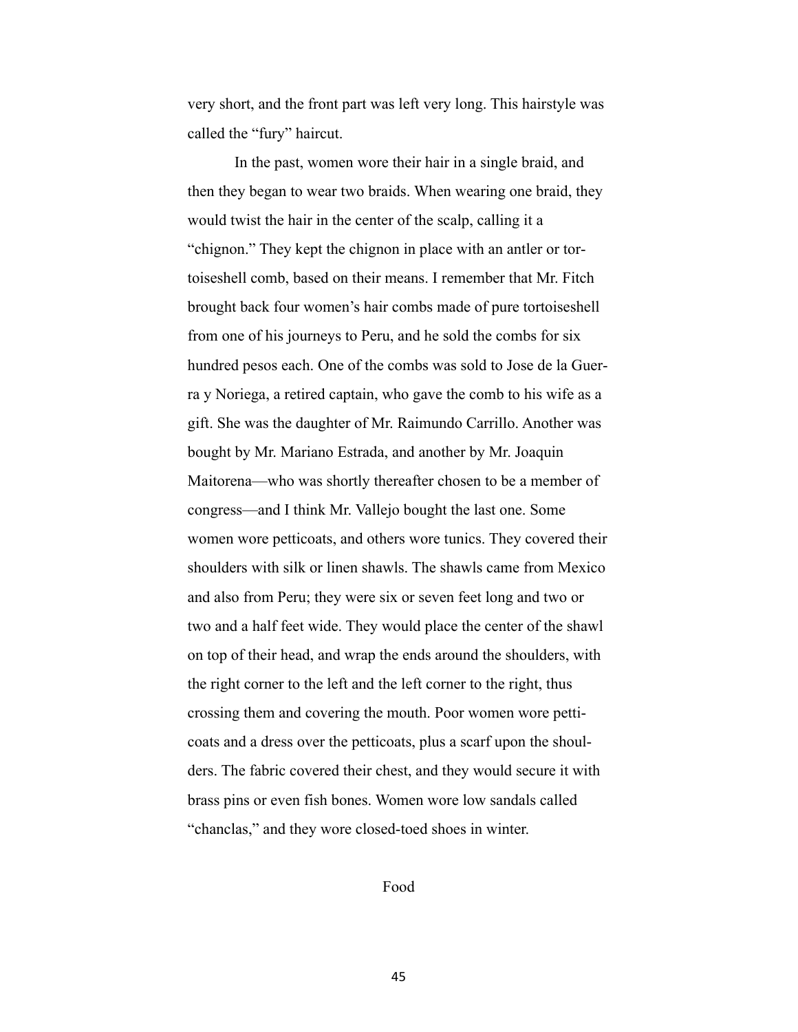very short, and the front part was left very long. This hairstyle was called the "fury" haircut.

In the past, women wore their hair in a single braid, and then they began to wear two braids. When wearing one braid, they would twist the hair in the center of the scalp, calling it a "chignon." They kept the chignon in place with an antler or tortoiseshell comb, based on their means. I remember that Mr. Fitch brought back four women's hair combs made of pure tortoiseshell from one of his journeys to Peru, and he sold the combs for six hundred pesos each. One of the combs was sold to Jose de la Guerra y Noriega, a retired captain, who gave the comb to his wife as a gift. She was the daughter of Mr. Raimundo Carrillo. Another was bought by Mr. Mariano Estrada, and another by Mr. Joaquin Maitorena—who was shortly thereafter chosen to be a member of congress—and I think Mr. Vallejo bought the last one. Some women wore petticoats, and others wore tunics. They covered their shoulders with silk or linen shawls. The shawls came from Mexico and also from Peru; they were six or seven feet long and two or two and a half feet wide. They would place the center of the shawl on top of their head, and wrap the ends around the shoulders, with the right corner to the left and the left corner to the right, thus crossing them and covering the mouth. Poor women wore petticoats and a dress over the petticoats, plus a scarf upon the shoulders. The fabric covered their chest, and they would secure it with brass pins or even fish bones. Women wore low sandals called "chanclas," and they wore closed-toed shoes in winter.

## Food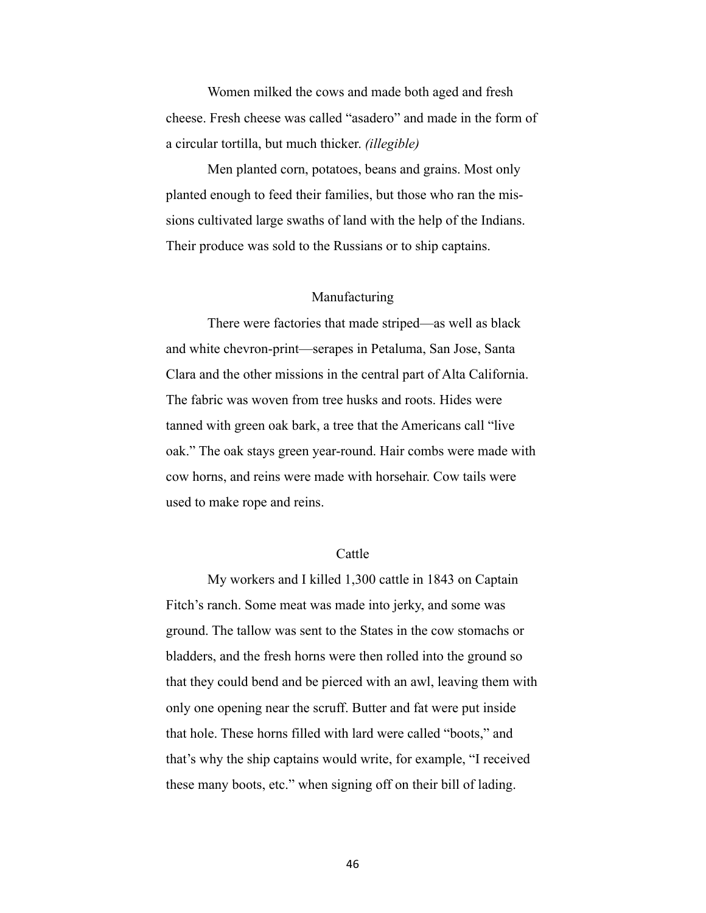Women milked the cows and made both aged and fresh cheese. Fresh cheese was called "asadero" and made in the form of a circular tortilla, but much thicker. *(illegible)*

Men planted corn, potatoes, beans and grains. Most only planted enough to feed their families, but those who ran the missions cultivated large swaths of land with the help of the Indians. Their produce was sold to the Russians or to ship captains.

## Manufacturing

There were factories that made striped—as well as black and white chevron-print—serapes in Petaluma, San Jose, Santa Clara and the other missions in the central part of Alta California. The fabric was woven from tree husks and roots. Hides were tanned with green oak bark, a tree that the Americans call "live oak." The oak stays green year-round. Hair combs were made with cow horns, and reins were made with horsehair. Cow tails were used to make rope and reins.

## Cattle

My workers and I killed 1,300 cattle in 1843 on Captain Fitch's ranch. Some meat was made into jerky, and some was ground. The tallow was sent to the States in the cow stomachs or bladders, and the fresh horns were then rolled into the ground so that they could bend and be pierced with an awl, leaving them with only one opening near the scruff. Butter and fat were put inside that hole. These horns filled with lard were called "boots," and that's why the ship captains would write, for example, "I received these many boots, etc." when signing off on their bill of lading.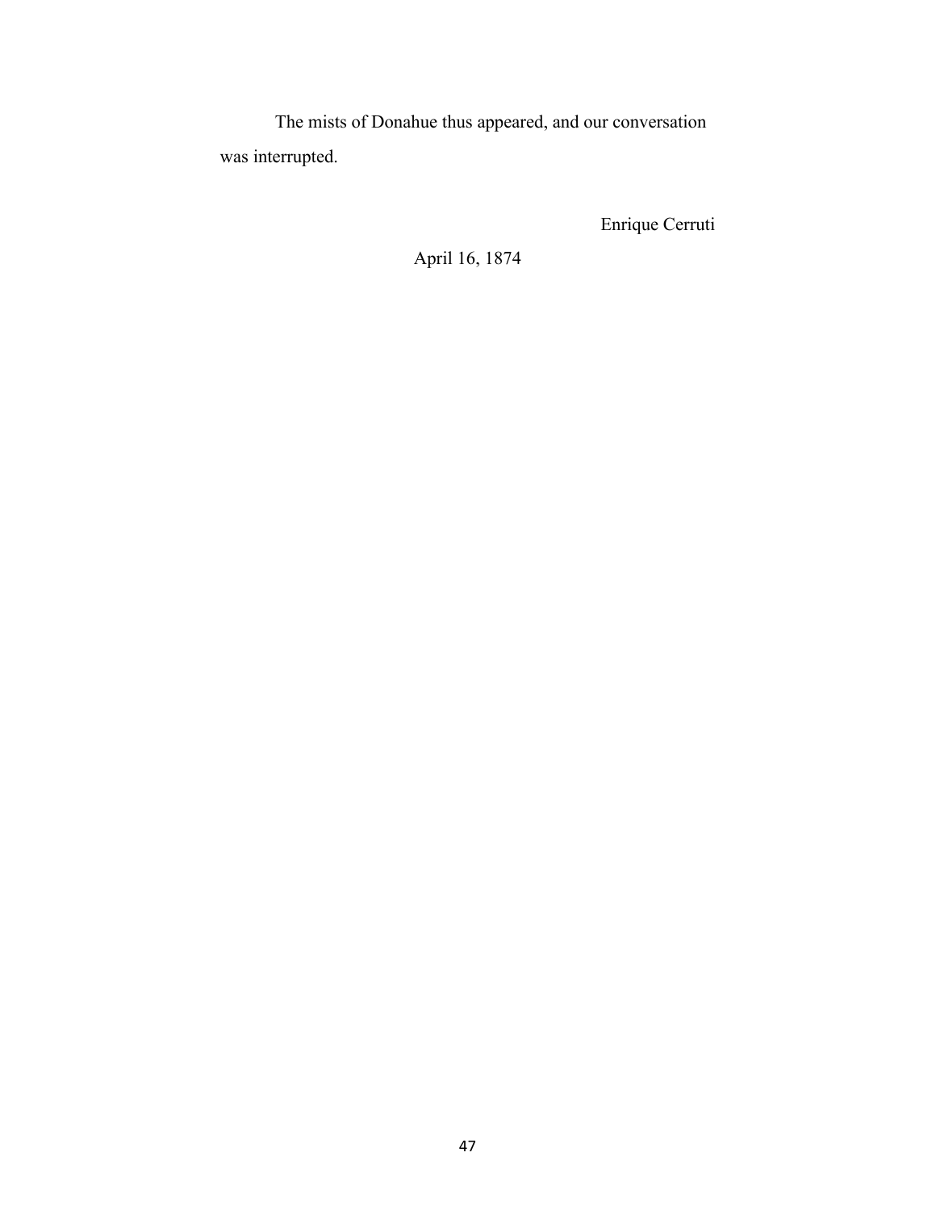The mists of Donahue thus appeared, and our conversation was interrupted.

Enrique Cerruti

April 16, 1874